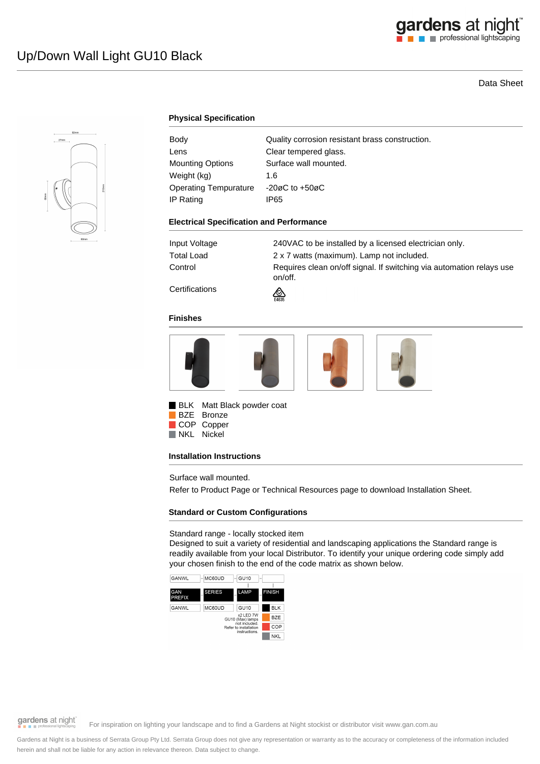# Up/Down Wall Light GU10 Black

Data Sheet

## Physical Specification

| | |
|---|---|
| Body | Quality corrosion resistant brass construction. |
| Lens | Clear tempered glass. |
| Mounting Options | Surface wall mounted. |
| Weight (kg) | 1.6 |
| Operating Tempurature | -20øC to +50øC |
| IP Rating | IP65 |

## Electrical Specification and Performance

| | |
|---|---|
| Input Voltage | 240VAC to be installed by a licensed electrician only. |
| Total Load | 2 x 7 watts (maximum). Lamp not included. |
| Control | Requires clean on/off signal. If switching via automation relays use on/off. |
| Certifications | E4635 |

## Finishes

- BLK Matt Black powder coat
- BZE Bronze
- COP Copper
- NKL Nickel

## Installation Instructions

Surface wall mounted.

Refer to Product Page or Technical Resources page to download Installation Sheet.

## Standard or Custom Configurations

Standard range - locally stocked item

Designed to suit a variety of residential and landscaping applications the Standard range is readily available from your local Distributor. To identify your unique ordering code simply add your chosen finish to the end of the code matrix as shown below.

| GAN PREFIX | SERIES | LAMP | FINISH |
|---|---|---|---|
| GANWL | MC60UD | GU10 | BLK |
| | | x2 LED 7W GU10 (Max) lamps not included. Refer to installation instructions. | BZE |
| | | | COP |
| | | | NKL |

For inspiration on lighting your landscape and to find a Gardens at Night stockist or distributor visit www.gan.com.au

Gardens at Night is a business of Serrata Group Pty Ltd. Serrata Group does not give any representation or warranty as to the accuracy or completeness of the information included herein and shall not be liable for any action in relevance thereon. Data subject to change.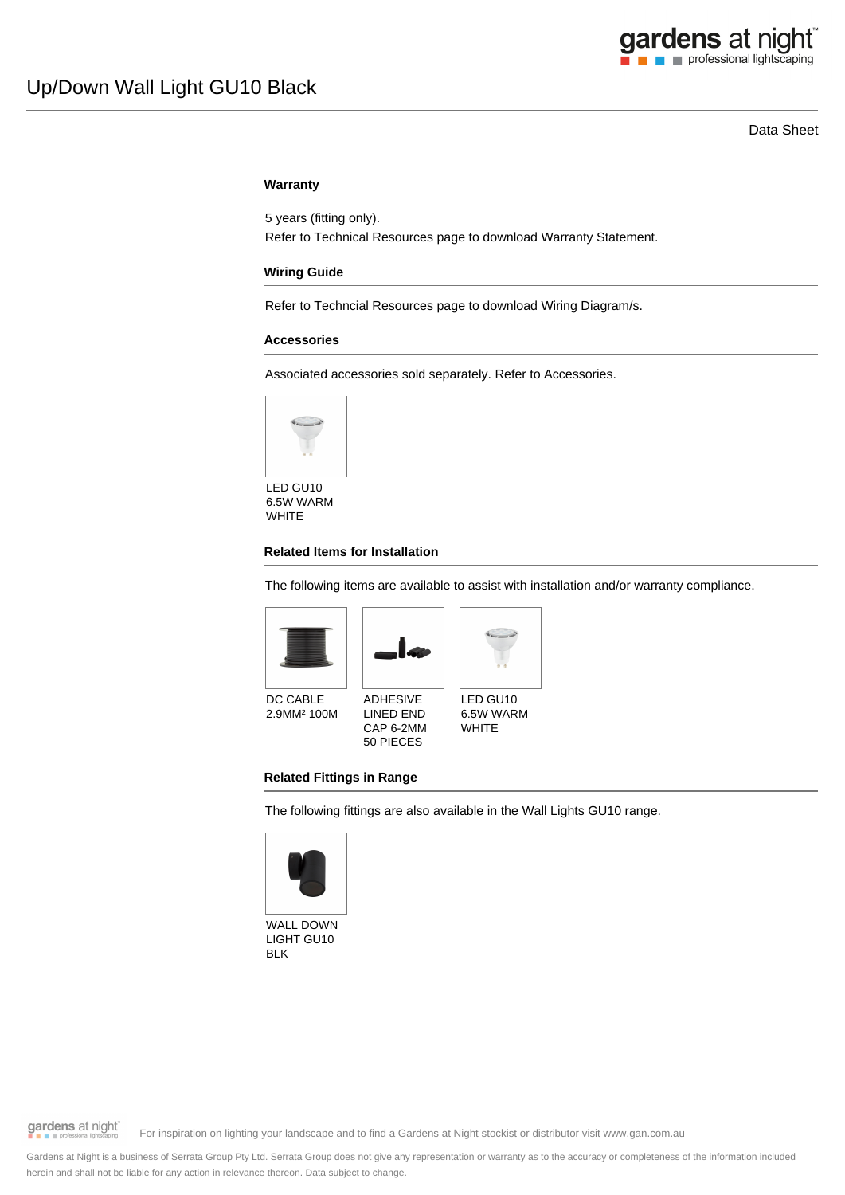# Up/Down Wall Light GU10 Black

Data Sheet

### Warranty

5 years (fitting only).
Refer to Technical Resources page to download Warranty Statement.

### Wiring Guide

Refer to Techncial Resources page to download Wiring Diagram/s.

### Accessories

Associated accessories sold separately. Refer to Accessories.

LED GU10 6.5W WARM WHITE

### Related Items for Installation

The following items are available to assist with installation and/or warranty compliance.

DC CABLE 2.9MM² 100M

ADHESIVE LINED END CAP 6-2MM 50 PIECES

LED GU10 6.5W WARM WHITE

### Related Fittings in Range

The following fittings are also available in the Wall Lights GU10 range.

WALL DOWN LIGHT GU10 BLK

For inspiration on lighting your landscape and to find a Gardens at Night stockist or distributor visit www.gan.com.au

Gardens at Night is a business of Serrata Group Pty Ltd. Serrata Group does not give any representation or warranty as to the accuracy or completeness of the information included herein and shall not be liable for any action in relevance thereon. Data subject to change.